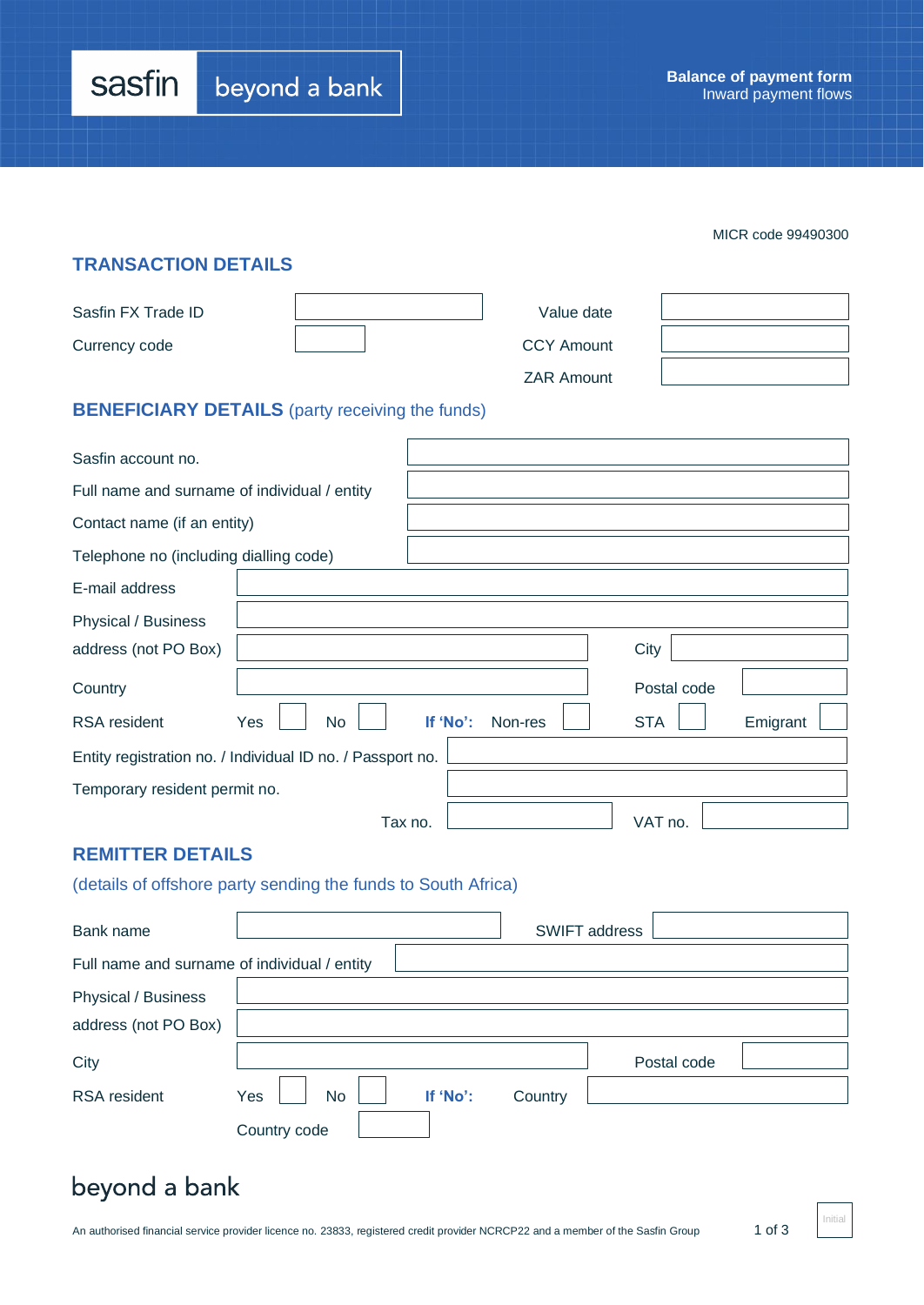sasfin | beyond a bank

**Balance of payment form**
Inward payment flows

MICR code 99490300

## TRANSACTION DETAILS

| | | | |
|---|---|---|---|
| Sasfin FX Trade ID | | Value date | |
| Currency code | | CCY Amount | |
| | | ZAR Amount | |

## BENEFICIARY DETAILS (party receiving the funds)

Sasfin account no.

Full name and surname of individual / entity

Contact name (if an entity)

Telephone no (including dialling code)

E-mail address

Physical / Business address (not PO Box) — City

Country — Postal code

RSA resident — Yes ☐ No ☐ **If 'No':** Non-res ☐ STA ☐ Emigrant ☐

Entity registration no. / Individual ID no. / Passport no.

Temporary resident permit no.

Tax no. — VAT no.

## REMITTER DETAILS

(details of offshore party sending the funds to South Africa)

Bank name — SWIFT address

Full name and surname of individual / entity

Physical / Business address (not PO Box)

City — Postal code

RSA resident — Yes ☐ No ☐ **If 'No':** Country

Country code

beyond a bank

An authorised financial service provider licence no. 23833, registered credit provider NCRCP22 and a member of the Sasfin Group

Initial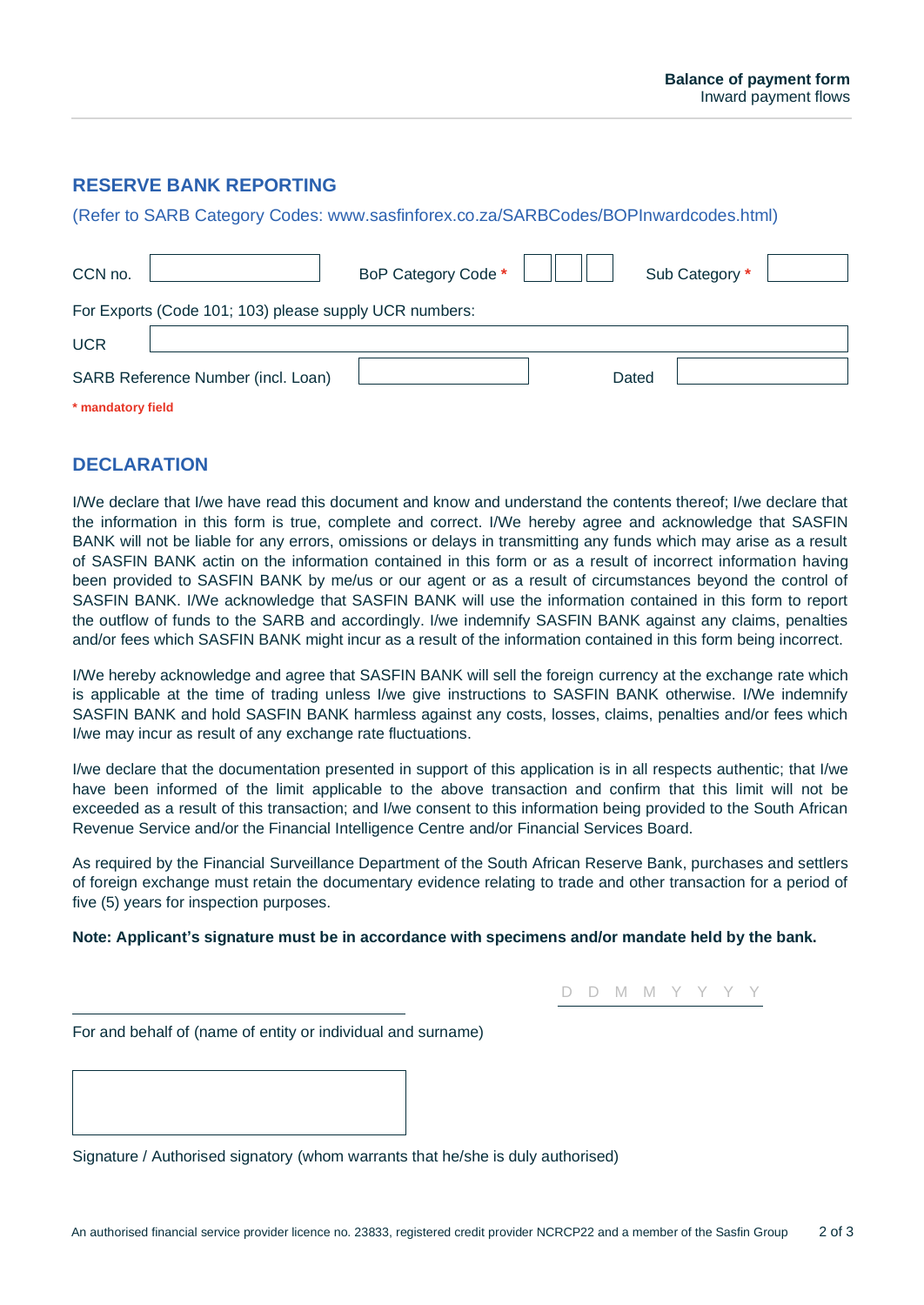**Balance of payment form**
Inward payment flows

## RESERVE BANK REPORTING

(Refer to SARB Category Codes: www.sasfinforex.co.za/SARBCodes/BOPInwardcodes.html)

CCN no. ____________ BoP Category Code * ___ ___ ___ Sub Category * ________

For Exports (Code 101; 103) please supply UCR numbers:

UCR ________________________________________

SARB Reference Number (incl. Loan) ____________ Dated ____________

**\* mandatory field**

## DECLARATION

I/We declare that I/we have read this document and know and understand the contents thereof; I/we declare that the information in this form is true, complete and correct. I/We hereby agree and acknowledge that SASFIN BANK will not be liable for any errors, omissions or delays in transmitting any funds which may arise as a result of SASFIN BANK actin on the information contained in this form or as a result of incorrect information having been provided to SASFIN BANK by me/us or our agent or as a result of circumstances beyond the control of SASFIN BANK. I/We acknowledge that SASFIN BANK will use the information contained in this form to report the outflow of funds to the SARB and accordingly. I/we indemnify SASFIN BANK against any claims, penalties and/or fees which SASFIN BANK might incur as a result of the information contained in this form being incorrect.

I/We hereby acknowledge and agree that SASFIN BANK will sell the foreign currency at the exchange rate which is applicable at the time of trading unless I/we give instructions to SASFIN BANK otherwise. I/We indemnify SASFIN BANK and hold SASFIN BANK harmless against any costs, losses, claims, penalties and/or fees which I/we may incur as result of any exchange rate fluctuations.

I/we declare that the documentation presented in support of this application is in all respects authentic; that I/we have been informed of the limit applicable to the above transaction and confirm that this limit will not be exceeded as a result of this transaction; and I/we consent to this information being provided to the South African Revenue Service and/or the Financial Intelligence Centre and/or Financial Services Board.

As required by the Financial Surveillance Department of the South African Reserve Bank, purchases and settlers of foreign exchange must retain the documentary evidence relating to trade and other transaction for a period of five (5) years for inspection purposes.

**Note: Applicant's signature must be in accordance with specimens and/or mandate held by the bank.**

D D M M Y Y Y Y

________________________________________

For and behalf of (name of entity or individual and surname)

Signature / Authorised signatory (whom warrants that he/she is duly authorised)

An authorised financial service provider licence no. 23833, registered credit provider NCRCP22 and a member of the Sasfin Group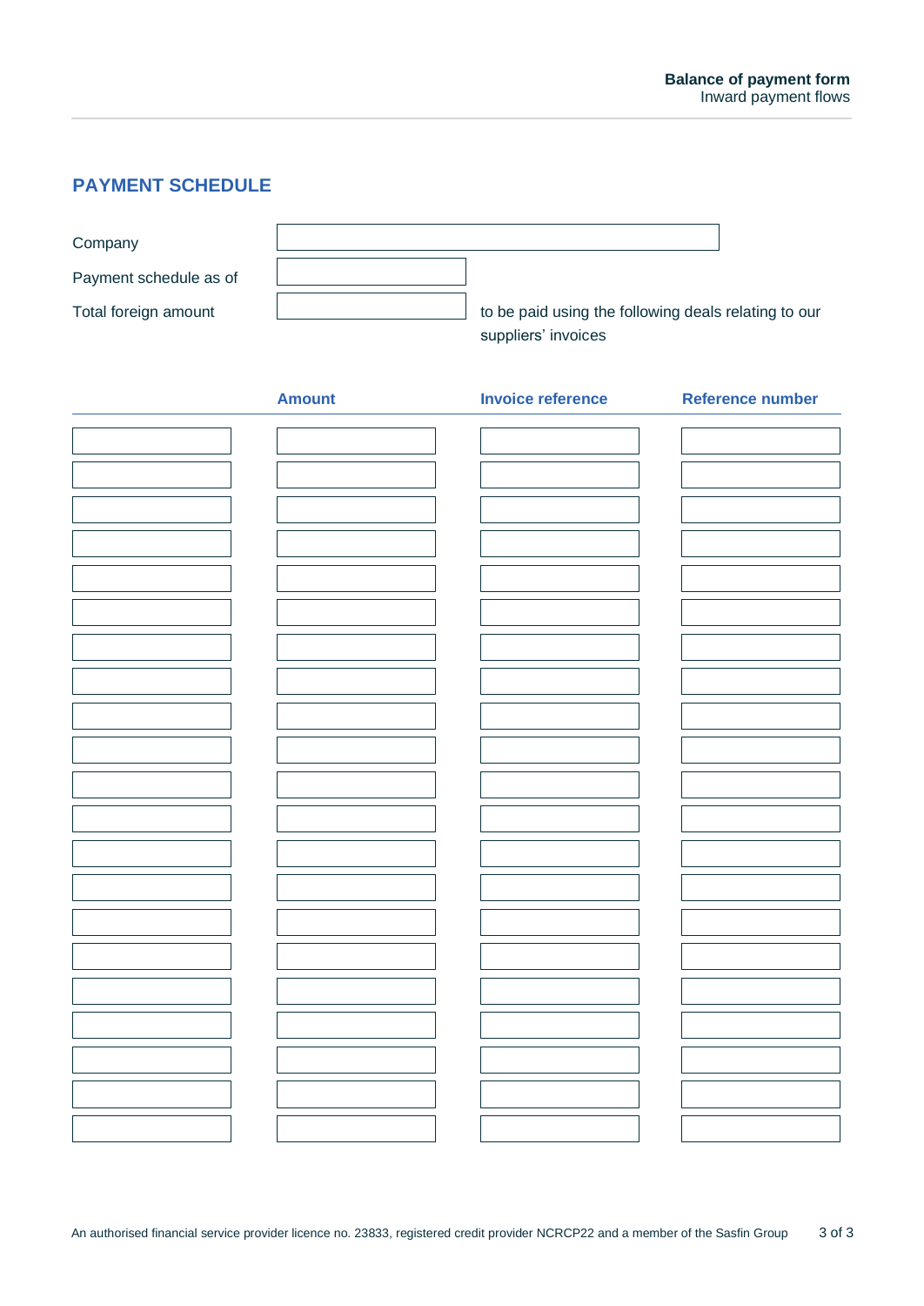## PAYMENT SCHEDULE

| | |
|---|---|
| Company | |
| Payment schedule as of | |
| Total foreign amount | |

to be paid using the following deals relating to our suppliers' invoices

| | Amount | Invoice reference | Reference number |
|---|---|---|---|
| | | | |
| | | | |
| | | | |
| | | | |
| | | | |
| | | | |
| | | | |
| | | | |
| | | | |
| | | | |
| | | | |
| | | | |
| | | | |
| | | | |
| | | | |
| | | | |
| | | | |
| | | | |
| | | | |
| | | | |
| | | | |

An authorised financial service provider licence no. 23833, registered credit provider NCRCP22 and a member of the Sasfin Group